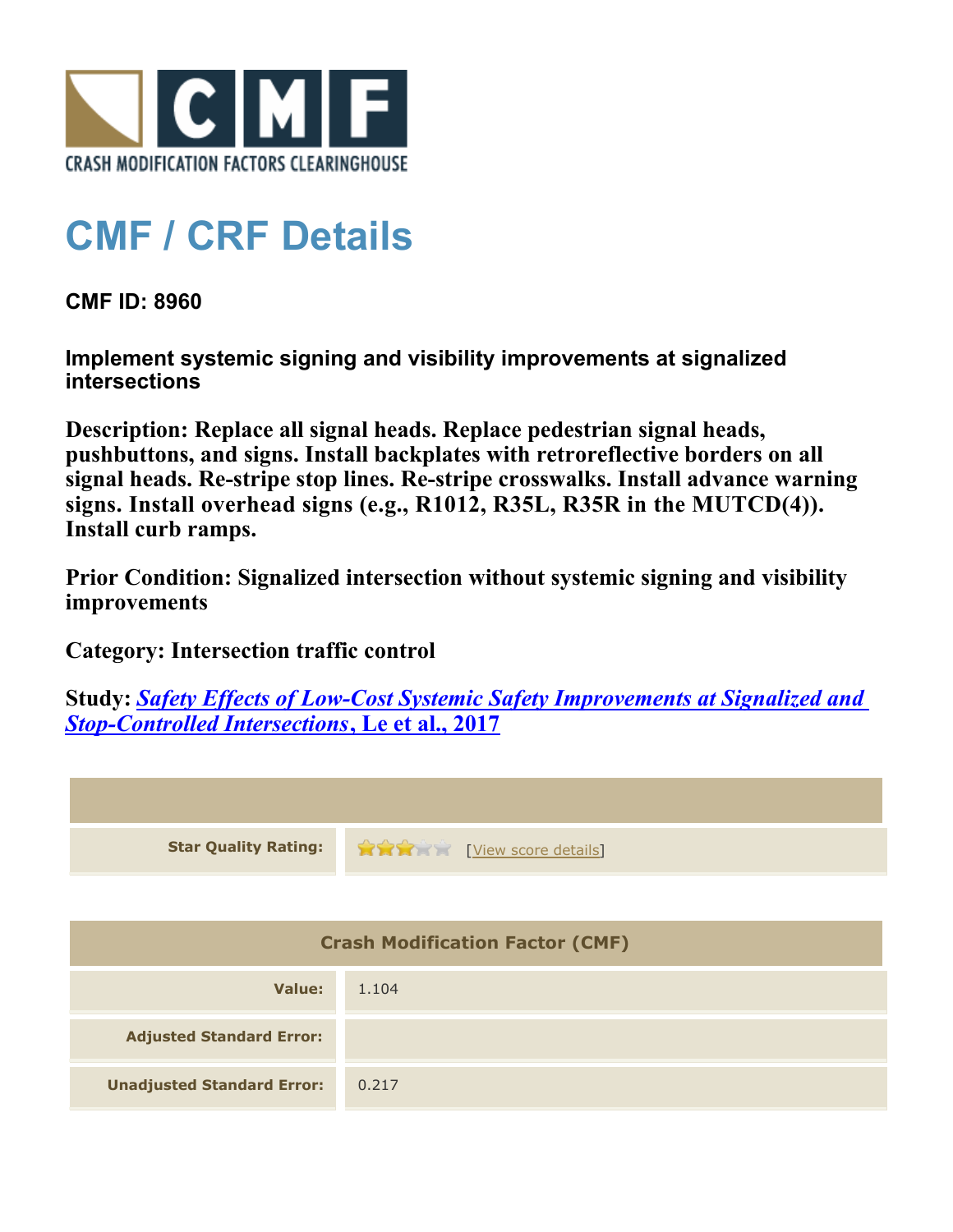CRASH MODIFICATION FACTORS CLEARINGHOUSE

# CMF / CRF Details

**CMF ID: 8960**

**Implement systemic signing and visibility improvements at signalized intersections**

**Description: Replace all signal heads. Replace pedestrian signal heads, pushbuttons, and signs. Install backplates with retroreflective borders on all signal heads. Re-stripe stop lines. Re-stripe crosswalks. Install advance warning signs. Install overhead signs (e.g., R1012, R35L, R35R in the MUTCD(4)). Install curb ramps.**

**Prior Condition: Signalized intersection without systemic signing and visibility improvements**

**Category: Intersection traffic control**

**Study: *Safety Effects of Low-Cost Systemic Safety Improvements at Signalized and Stop-Controlled Intersections*, Le et al., 2017**

| | |
|---|---|
| **Star Quality Rating:** | 3 of 5 stars [View score details] |

| Crash Modification Factor (CMF) | |
|---|---|
| **Value:** | 1.104 |
| **Adjusted Standard Error:** | |
| **Unadjusted Standard Error:** | 0.217 |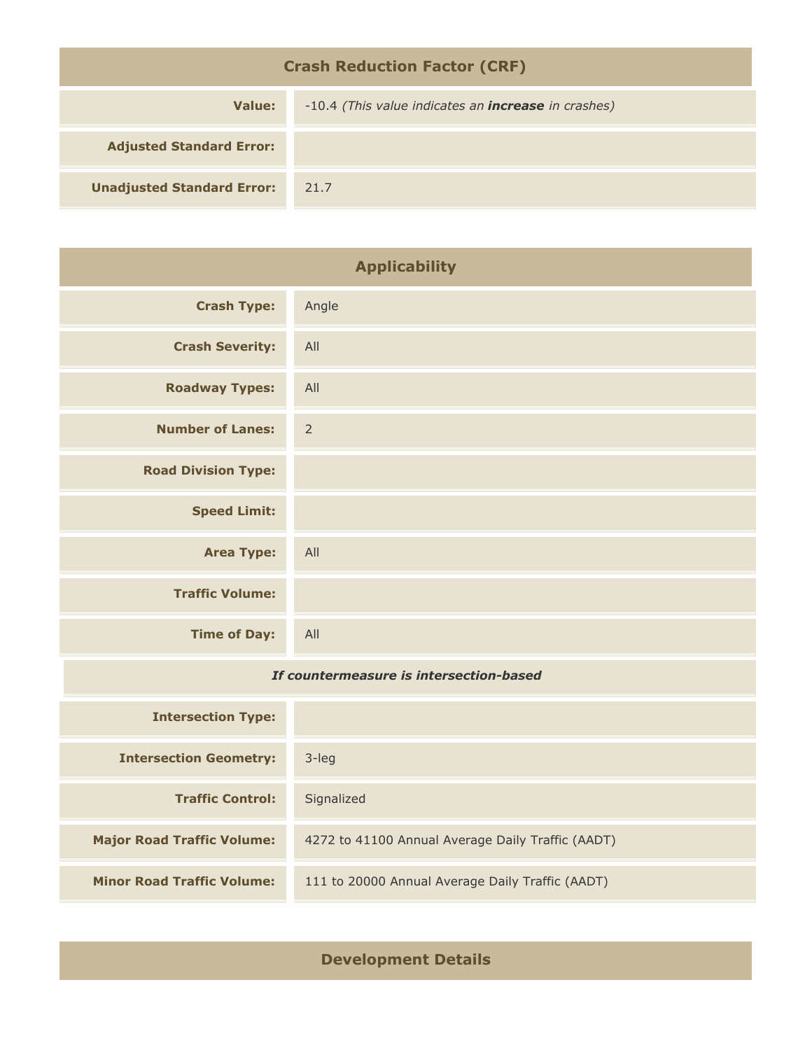## Crash Reduction Factor (CRF)

| | |
|---|---|
| **Value:** | -10.4 *(This value indicates an* ***increase*** *in crashes)* |
| **Adjusted Standard Error:** | |
| **Unadjusted Standard Error:** | 21.7 |

## Applicability

| | |
|---|---|
| **Crash Type:** | Angle |
| **Crash Severity:** | All |
| **Roadway Types:** | All |
| **Number of Lanes:** | 2 |
| **Road Division Type:** | |
| **Speed Limit:** | |
| **Area Type:** | All |
| **Traffic Volume:** | |
| **Time of Day:** | All |
| ***If countermeasure is intersection-based*** | |
| **Intersection Type:** | |
| **Intersection Geometry:** | 3-leg |
| **Traffic Control:** | Signalized |
| **Major Road Traffic Volume:** | 4272 to 41100 Annual Average Daily Traffic (AADT) |
| **Minor Road Traffic Volume:** | 111 to 20000 Annual Average Daily Traffic (AADT) |

## Development Details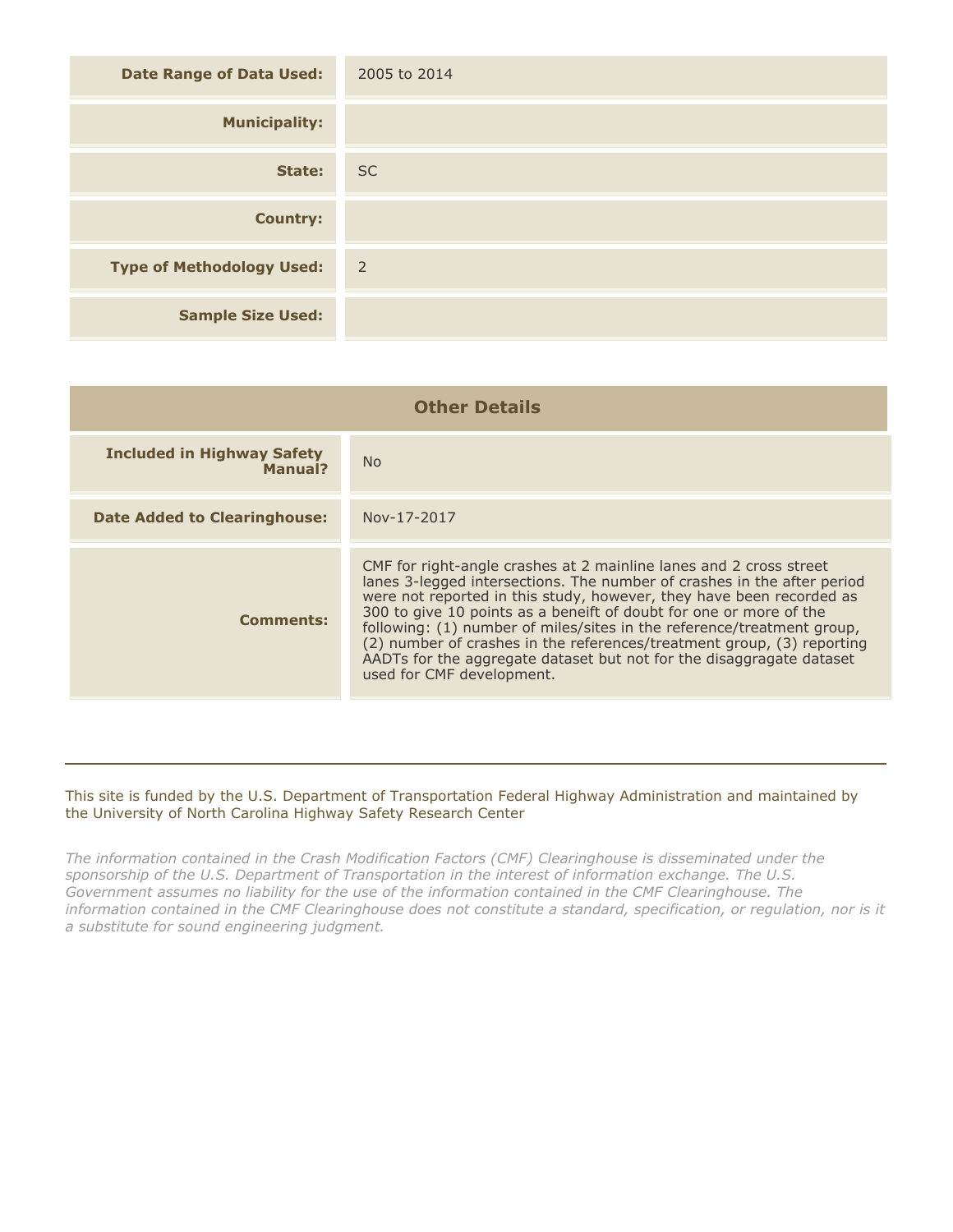| | |
|---|---|
| **Date Range of Data Used:** | 2005 to 2014 |
| **Municipality:** | |
| **State:** | SC |
| **Country:** | |
| **Type of Methodology Used:** | 2 |
| **Sample Size Used:** | |

## Other Details

| | |
|---|---|
| **Included in Highway Safety Manual?** | No |
| **Date Added to Clearinghouse:** | Nov-17-2017 |
| **Comments:** | CMF for right-angle crashes at 2 mainline lanes and 2 cross street lanes 3-legged intersections. The number of crashes in the after period were not reported in this study, however, they have been recorded as 300 to give 10 points as a beneift of doubt for one or more of the following: (1) number of miles/sites in the reference/treatment group, (2) number of crashes in the references/treatment group, (3) reporting AADTs for the aggregate dataset but not for the disaggragate dataset used for CMF development. |

---

This site is funded by the U.S. Department of Transportation Federal Highway Administration and maintained by the University of North Carolina Highway Safety Research Center

*The information contained in the Crash Modification Factors (CMF) Clearinghouse is disseminated under the sponsorship of the U.S. Department of Transportation in the interest of information exchange. The U.S. Government assumes no liability for the use of the information contained in the CMF Clearinghouse. The information contained in the CMF Clearinghouse does not constitute a standard, specification, or regulation, nor is it a substitute for sound engineering judgment.*